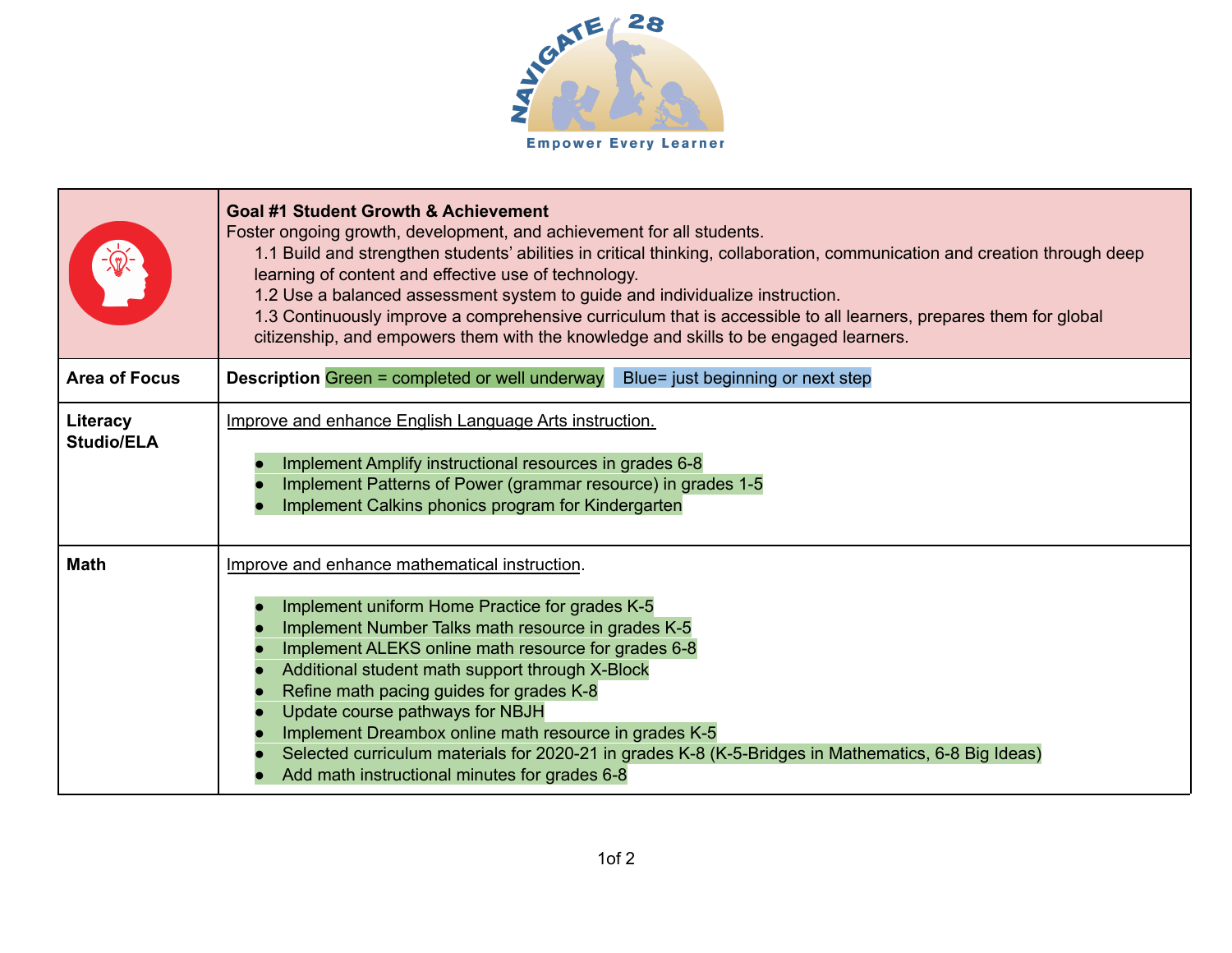Navigate 28

Empower Every Learner

| | **Goal #1 Student Growth & Achievement**<br>Foster ongoing growth, development, and achievement for all students.<br>1.1 Build and strengthen students' abilities in critical thinking, collaboration, communication and creation through deep learning of content and effective use of technology.<br>1.2 Use a balanced assessment system to guide and individualize instruction.<br>1.3 Continuously improve a comprehensive curriculum that is accessible to all learners, prepares them for global citizenship, and empowers them with the knowledge and skills to be engaged learners. |
|---|---|
| **Area of Focus** | **Description** Green = completed or well underway Blue= just beginning or next step |
| **Literacy Studio/ELA** | Improve and enhance English Language Arts instruction.<br>• Implement Amplify instructional resources in grades 6-8<br>• Implement Patterns of Power (grammar resource) in grades 1-5<br>• Implement Calkins phonics program for Kindergarten |
| **Math** | Improve and enhance mathematical instruction.<br>• Implement uniform Home Practice for grades K-5<br>• Implement Number Talks math resource in grades K-5<br>• Implement ALEKS online math resource for grades 6-8<br>• Additional student math support through X-Block<br>• Refine math pacing guides for grades K-8<br>• Update course pathways for NBJH<br>• Implement Dreambox online math resource in grades K-5<br>• Selected curriculum materials for 2020-21 in grades K-8 (K-5-Bridges in Mathematics, 6-8 Big Ideas)<br>• Add math instructional minutes for grades 6-8 |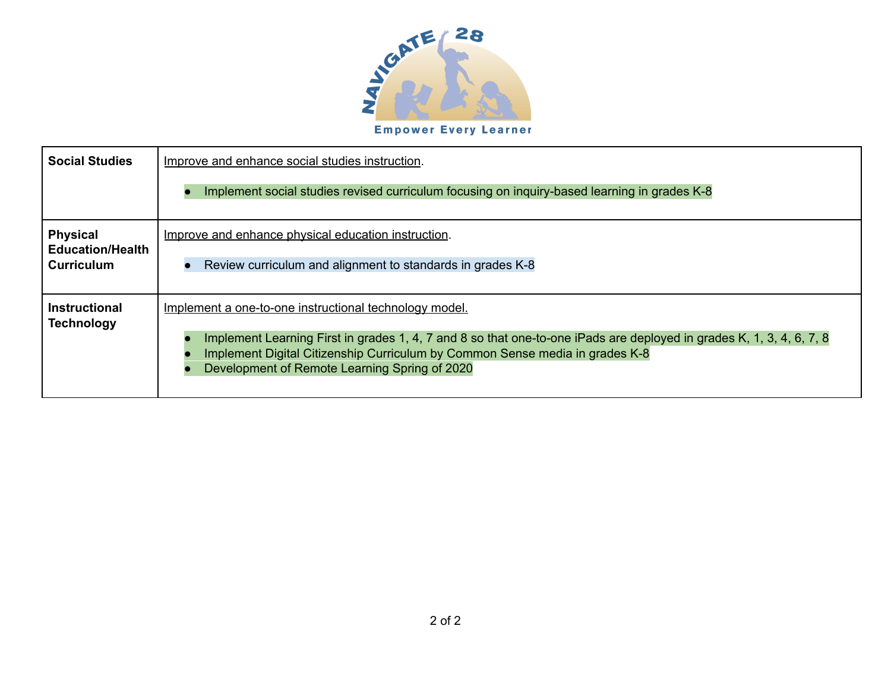Navigate 28

Empower Every Learner

| | |
|---|---|
| **Social Studies** | Improve and enhance social studies instruction.<br><br>• Implement social studies revised curriculum focusing on inquiry-based learning in grades K-8 |
| **Physical Education/Health Curriculum** | Improve and enhance physical education instruction.<br><br>• Review curriculum and alignment to standards in grades K-8 |
| **Instructional Technology** | Implement a one-to-one instructional technology model.<br><br>• Implement Learning First in grades 1, 4, 7 and 8 so that one-to-one iPads are deployed in grades K, 1, 3, 4, 6, 7, 8<br>• Implement Digital Citizenship Curriculum by Common Sense media in grades K-8<br>• Development of Remote Learning Spring of 2020 |